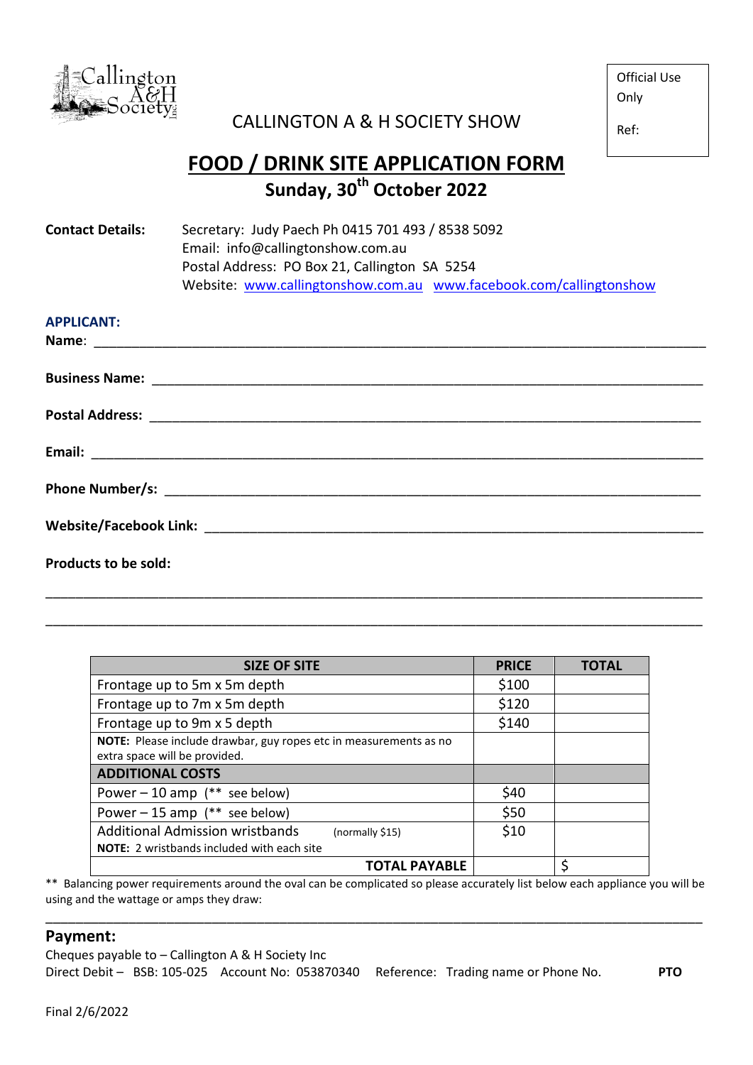Official Use Only

Ref:

CALLINGTON A & H SOCIETY SHOW

# FOOD / DRINK SITE APPLICATION FORM

## Sunday, 30th October 2022

**Contact Details:** Secretary: Judy Paech Ph 0415 701 493 / 8538 5092
Email: info@callingtonshow.com.au
Postal Address: PO Box 21, Callington SA 5254
Website: www.callingtonshow.com.au www.facebook.com/callingtonshow

**APPLICANT:**

**Name**: ______________________________________________

**Business Name:** ______________________________________________

**Postal Address:** ______________________________________________

**Email:** ______________________________________________

**Phone Number/s:** ______________________________________________

**Website/Facebook Link:** ______________________________________________

**Products to be sold:**

______________________________________________

______________________________________________

| SIZE OF SITE | PRICE | TOTAL |
|---|---|---|
| Frontage up to 5m x 5m depth | $100 | |
| Frontage up to 7m x 5m depth | $120 | |
| Frontage up to 9m x 5 depth | $140 | |
| **NOTE:** Please include drawbar, guy ropes etc in measurements as no extra space will be provided. | | |
| **ADDITIONAL COSTS** | | |
| Power – 10 amp (** see below) | $40 | |
| Power – 15 amp (** see below) | $50 | |
| Additional Admission wristbands (normally $15) **NOTE:** 2 wristbands included with each site | $10 | |
| **TOTAL PAYABLE** | | $ |

** Balancing power requirements around the oval can be complicated so please accurately list below each appliance you will be using and the wattage or amps they draw:

______________________________________________

## Payment:

Cheques payable to – Callington A & H Society Inc
Direct Debit – BSB: 105-025 Account No: 053870340 Reference: Trading name or Phone No. **PTO**

Final 2/6/2022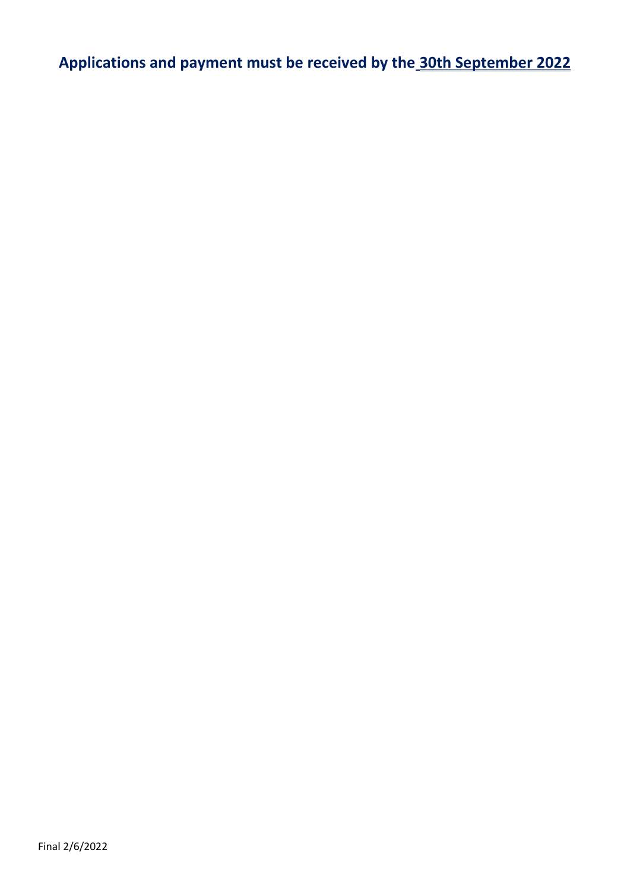**Applications and payment must be received by the <u>30th September 2022</u>**

Final 2/6/2022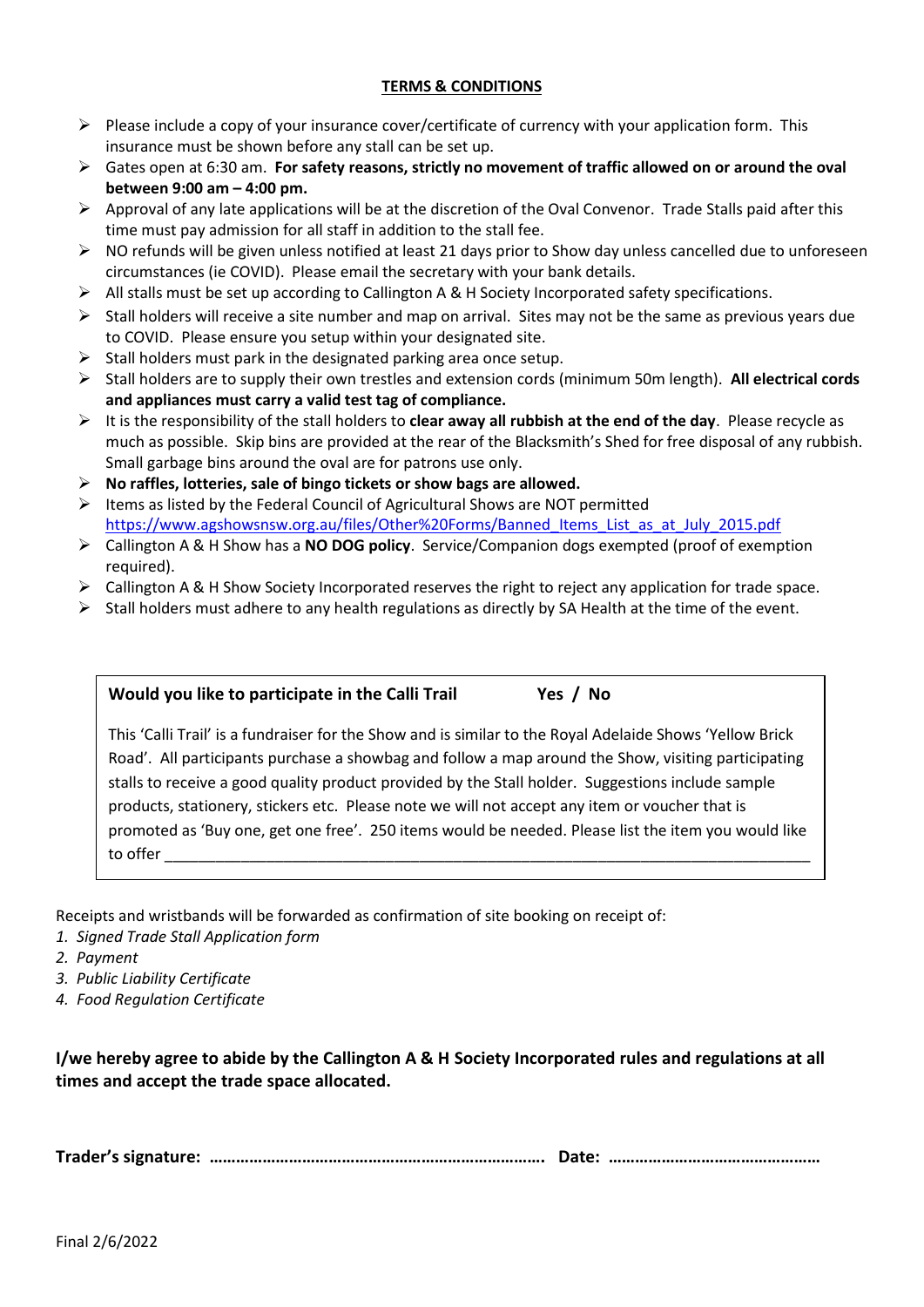**TERMS & CONDITIONS**

- Please include a copy of your insurance cover/certificate of currency with your application form. This insurance must be shown before any stall can be set up.
- Gates open at 6:30 am. **For safety reasons, strictly no movement of traffic allowed on or around the oval between 9:00 am – 4:00 pm.**
- Approval of any late applications will be at the discretion of the Oval Convenor. Trade Stalls paid after this time must pay admission for all staff in addition to the stall fee.
- NO refunds will be given unless notified at least 21 days prior to Show day unless cancelled due to unforeseen circumstances (ie COVID). Please email the secretary with your bank details.
- All stalls must be set up according to Callington A & H Society Incorporated safety specifications.
- Stall holders will receive a site number and map on arrival. Sites may not be the same as previous years due to COVID. Please ensure you setup within your designated site.
- Stall holders must park in the designated parking area once setup.
- Stall holders are to supply their own trestles and extension cords (minimum 50m length). **All electrical cords and appliances must carry a valid test tag of compliance.**
- It is the responsibility of the stall holders to **clear away all rubbish at the end of the day**. Please recycle as much as possible. Skip bins are provided at the rear of the Blacksmith's Shed for free disposal of any rubbish. Small garbage bins around the oval are for patrons use only.
- **No raffles, lotteries, sale of bingo tickets or show bags are allowed.**
- Items as listed by the Federal Council of Agricultural Shows are NOT permitted https://www.agshowsnsw.org.au/files/Other%20Forms/Banned_Items_List_as_at_July_2015.pdf
- Callington A & H Show has a **NO DOG policy**. Service/Companion dogs exempted (proof of exemption required).
- Callington A & H Show Society Incorporated reserves the right to reject any application for trade space.
- Stall holders must adhere to any health regulations as directly by SA Health at the time of the event.

**Would you like to participate in the Calli Trail** **Yes / No**

This 'Calli Trail' is a fundraiser for the Show and is similar to the Royal Adelaide Shows 'Yellow Brick Road'. All participants purchase a showbag and follow a map around the Show, visiting participating stalls to receive a good quality product provided by the Stall holder. Suggestions include sample products, stationery, stickers etc. Please note we will not accept any item or voucher that is promoted as 'Buy one, get one free'. 250 items would be needed. Please list the item you would like to offer \_\_\_\_\_\_\_\_\_\_\_\_\_\_\_\_\_\_\_\_\_\_\_\_\_\_\_\_\_\_\_\_\_\_\_\_\_\_\_\_\_\_\_\_\_\_\_\_\_\_\_\_\_\_

Receipts and wristbands will be forwarded as confirmation of site booking on receipt of:

1. *Signed Trade Stall Application form*
2. *Payment*
3. *Public Liability Certificate*
4. *Food Regulation Certificate*

**I/we hereby agree to abide by the Callington A & H Society Incorporated rules and regulations at all times and accept the trade space allocated.**

**Trader's signature: ………………………………………………………………. Date: ………………………………………**

Final 2/6/2022